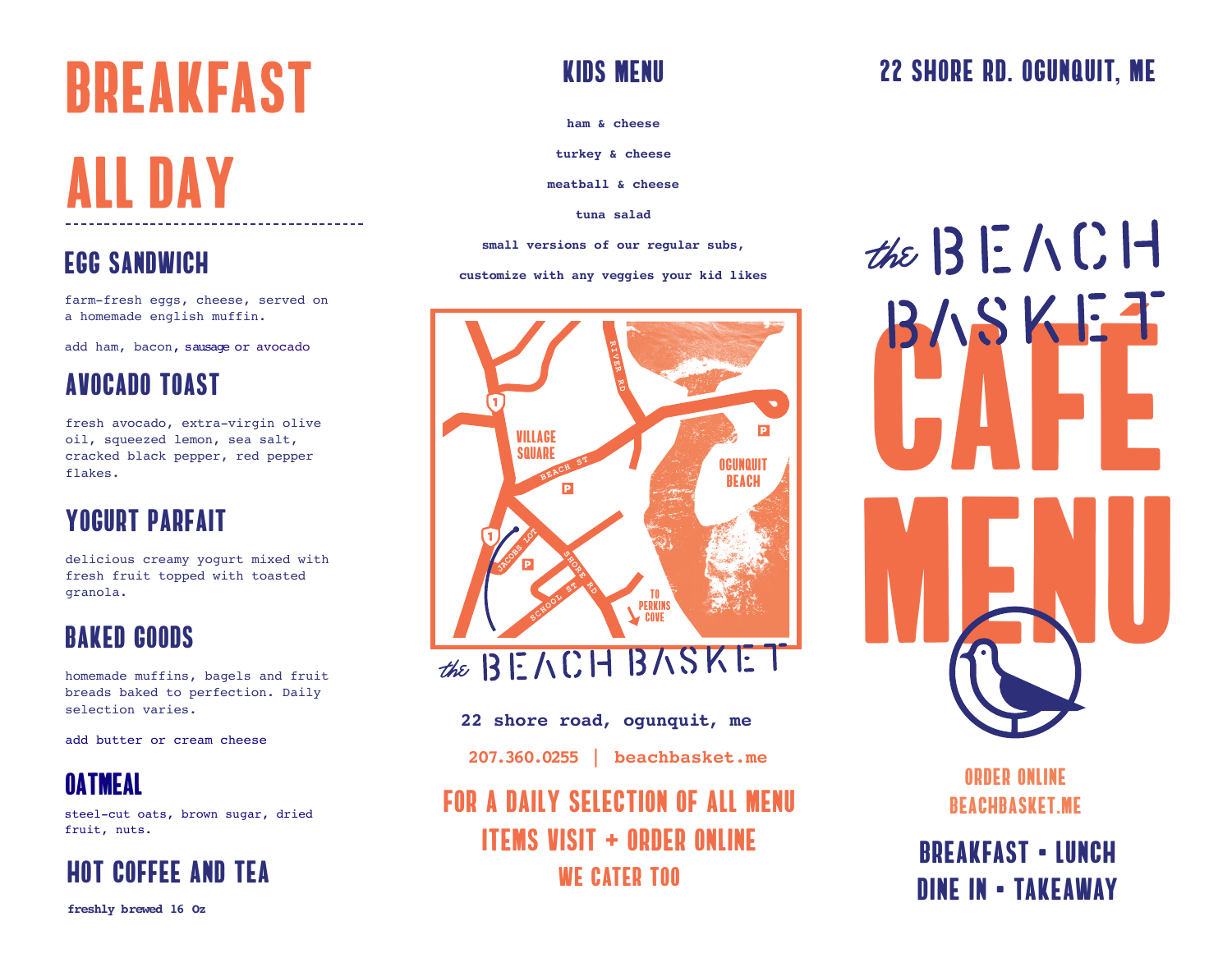# BREAKFAST ALL DAY

## EGG SANDWICH

farm-fresh eggs, cheese, served on a homemade english muffin.

add ham, bacon, sausage or avocado

## AVOCADO TOAST

fresh avocado, extra-virgin olive oil, squeezed lemon, sea salt, cracked black pepper, red pepper flakes.

## YOGURT PARFAIT

delicious creamy yogurt mixed with fresh fruit topped with toasted granola.

## BAKED GOODS

homemade muffins, bagels and fruit breads baked to perfection. Daily selection varies.

add butter or cream cheese

## OATMEAL

steel-cut oats, brown sugar, dried fruit, nuts.

## HOT COFFEE AND TEA

**freshly brewed 16 Oz**

# KIDS MENU

**ham & cheese**

**turkey & cheese**

**meatball & cheese**

**tuna salad**

**small versions of our regular subs,**

**customize with any veggies your kid likes**

VILLAGE SQUARE · BEACH ST · RIVER RD · OGUNQUIT BEACH · JACOBS LOT · SHORE RD · SCHOOL ST · TO PERKINS COVE

the BEACH BASKET

**22 shore road, ogunquit, me**

**207.360.0255 | beachbasket.me**

FOR A DAILY SELECTION OF ALL MENU ITEMS VISIT + ORDER ONLINE

WE CATER TOO

22 SHORE RD. OGUNQUIT, ME

# the BEACH BASKET CAFÉ MENU

ORDER ONLINE
BEACHBASKET.ME

BREAKFAST • LUNCH
DINE IN • TAKEAWAY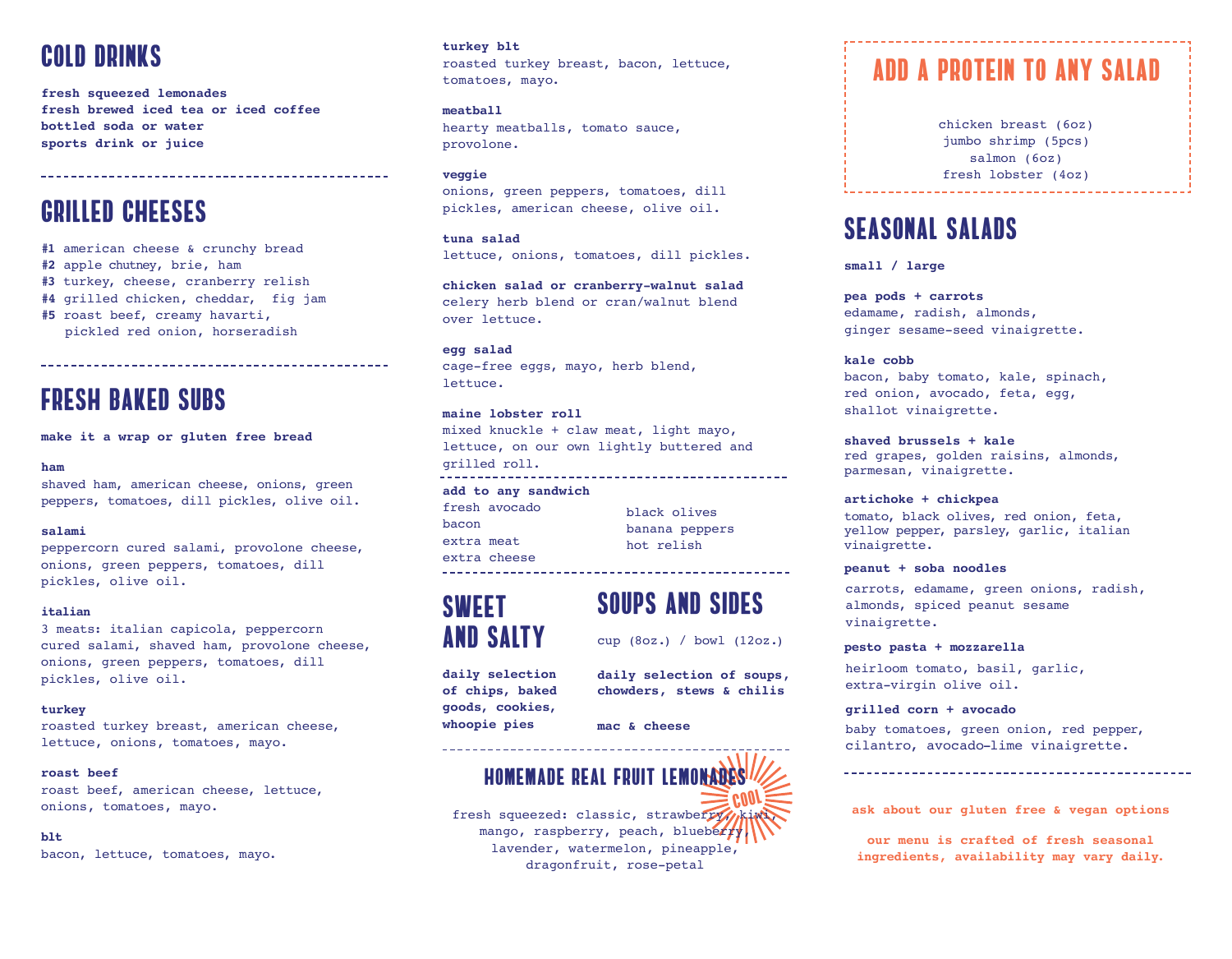## COLD DRINKS

**fresh squeezed lemonades**
**fresh brewed iced tea or iced coffee**
**bottled soda or water**
**sports drink or juice**

## GRILLED CHEESES

**#1** american cheese & crunchy bread
**#2** apple chutney, brie, ham
**#3** turkey, cheese, cranberry relish
**#4** grilled chicken, cheddar, fig jam
**#5** roast beef, creamy havarti, pickled red onion, horseradish

## FRESH BAKED SUBS

**make it a wrap or gluten free bread**

**ham**
shaved ham, american cheese, onions, green peppers, tomatoes, dill pickles, olive oil.

**salami**
peppercorn cured salami, provolone cheese, onions, green peppers, tomatoes, dill pickles, olive oil.

**italian**
3 meats: italian capicola, peppercorn cured salami, shaved ham, provolone cheese, onions, green peppers, tomatoes, dill pickles, olive oil.

**turkey**
roasted turkey breast, american cheese, lettuce, onions, tomatoes, mayo.

**roast beef**
roast beef, american cheese, lettuce, onions, tomatoes, mayo.

**blt**
bacon, lettuce, tomatoes, mayo.

**turkey blt**
roasted turkey breast, bacon, lettuce, tomatoes, mayo.

**meatball**
hearty meatballs, tomato sauce, provolone.

**veggie**
onions, green peppers, tomatoes, dill pickles, american cheese, olive oil.

**tuna salad**
lettuce, onions, tomatoes, dill pickles.

**chicken salad or cranberry-walnut salad**
celery herb blend or cran/walnut blend over lettuce.

**egg salad**
cage-free eggs, mayo, herb blend, lettuce.

**maine lobster roll**
mixed knuckle + claw meat, light mayo, lettuce, on our own lightly buttered and grilled roll.

**add to any sandwich**
fresh avocado
bacon
extra meat
extra cheese
black olives
banana peppers
hot relish

## SWEET AND SALTY

**daily selection of chips, baked goods, cookies, whoopie pies**

## SOUPS AND SIDES

cup (8oz.) / bowl (12oz.)

**daily selection of soups, chowders, stews & chilis**

**mac & cheese**

## HOMEMADE REAL FRUIT LEMONADES

COOL

fresh squeezed: classic, strawberry, kiwi, mango, raspberry, peach, blueberry, lavender, watermelon, pineapple, dragonfruit, rose-petal

## ADD A PROTEIN TO ANY SALAD

chicken breast (6oz)
jumbo shrimp (5pcs)
salmon (6oz)
fresh lobster (4oz)

## SEASONAL SALADS

**small / large**

**pea pods + carrots**
edamame, radish, almonds, ginger sesame-seed vinaigrette.

**kale cobb**
bacon, baby tomato, kale, spinach, red onion, avocado, feta, egg, shallot vinaigrette.

**shaved brussels + kale**
red grapes, golden raisins, almonds, parmesan, vinaigrette.

**artichoke + chickpea**
tomato, black olives, red onion, feta, yellow pepper, parsley, garlic, italian vinaigrette.

**peanut + soba noodles**
carrots, edamame, green onions, radish, almonds, spiced peanut sesame vinaigrette.

**pesto pasta + mozzarella**
heirloom tomato, basil, garlic, extra-virgin olive oil.

**grilled corn + avocado**
baby tomatoes, green onion, red pepper, cilantro, avocado-lime vinaigrette.

**ask about our gluten free & vegan options**

**our menu is crafted of fresh seasonal ingredients, availability may vary daily.**